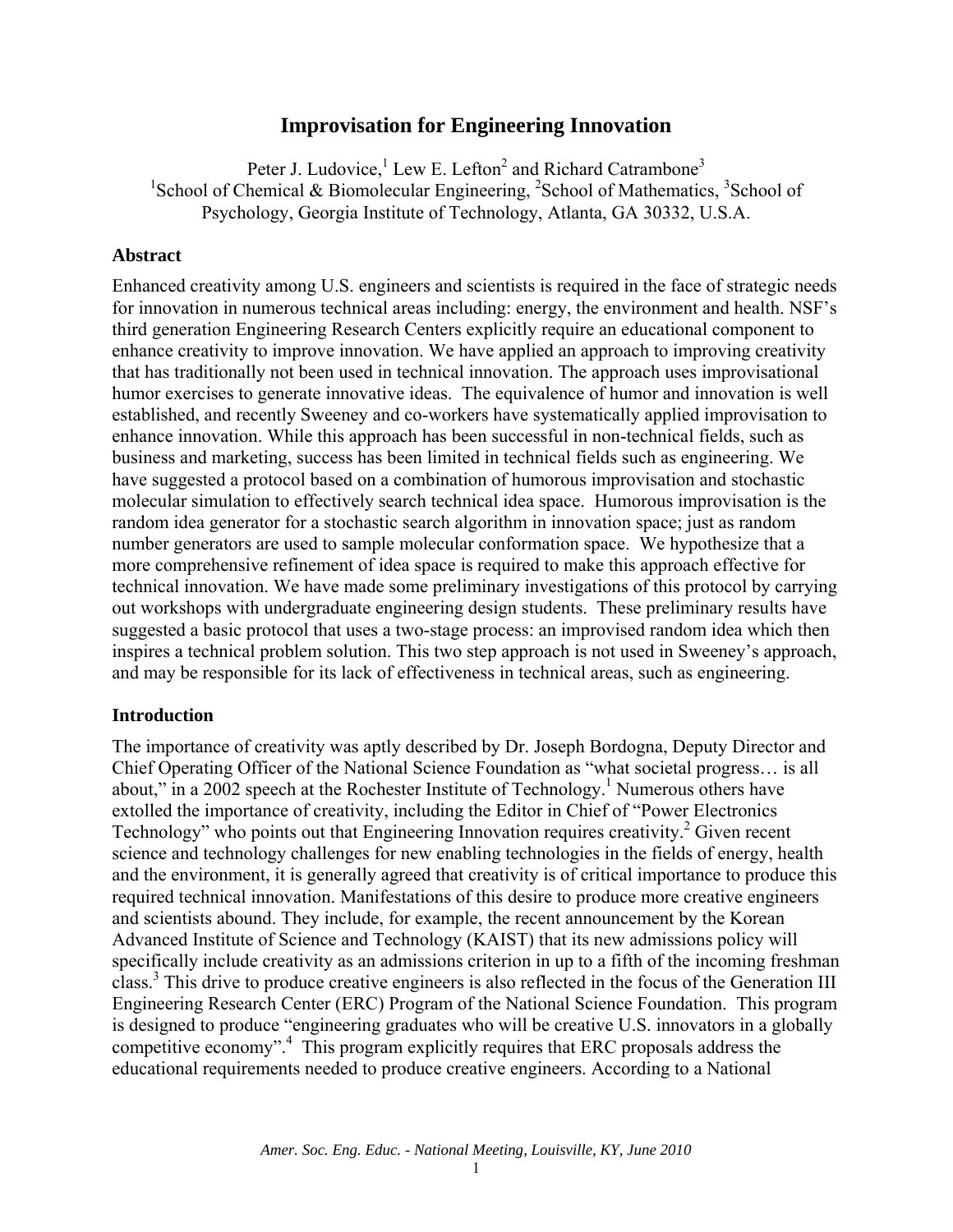# Improvisation for Engineering Innovation

Peter J. Ludovice,[1] Lew E. Lefton[2] and Richard Catrambone[3]
[1]School of Chemical & Biomolecular Engineering, [2]School of Mathematics, [3]School of Psychology, Georgia Institute of Technology, Atlanta, GA 30332, U.S.A.

## Abstract

Enhanced creativity among U.S. engineers and scientists is required in the face of strategic needs for innovation in numerous technical areas including: energy, the environment and health. NSF's third generation Engineering Research Centers explicitly require an educational component to enhance creativity to improve innovation. We have applied an approach to improving creativity that has traditionally not been used in technical innovation. The approach uses improvisational humor exercises to generate innovative ideas. The equivalence of humor and innovation is well established, and recently Sweeney and co-workers have systematically applied improvisation to enhance innovation. While this approach has been successful in non-technical fields, such as business and marketing, success has been limited in technical fields such as engineering. We have suggested a protocol based on a combination of humorous improvisation and stochastic molecular simulation to effectively search technical idea space. Humorous improvisation is the random idea generator for a stochastic search algorithm in innovation space; just as random number generators are used to sample molecular conformation space. We hypothesize that a more comprehensive refinement of idea space is required to make this approach effective for technical innovation. We have made some preliminary investigations of this protocol by carrying out workshops with undergraduate engineering design students. These preliminary results have suggested a basic protocol that uses a two-stage process: an improvised random idea which then inspires a technical problem solution. This two step approach is not used in Sweeney's approach, and may be responsible for its lack of effectiveness in technical areas, such as engineering.

## Introduction

The importance of creativity was aptly described by Dr. Joseph Bordogna, Deputy Director and Chief Operating Officer of the National Science Foundation as "what societal progress… is all about," in a 2002 speech at the Rochester Institute of Technology.[1] Numerous others have extolled the importance of creativity, including the Editor in Chief of "Power Electronics Technology" who points out that Engineering Innovation requires creativity.[2] Given recent science and technology challenges for new enabling technologies in the fields of energy, health and the environment, it is generally agreed that creativity is of critical importance to produce this required technical innovation. Manifestations of this desire to produce more creative engineers and scientists abound. They include, for example, the recent announcement by the Korean Advanced Institute of Science and Technology (KAIST) that its new admissions policy will specifically include creativity as an admissions criterion in up to a fifth of the incoming freshman class.[3] This drive to produce creative engineers is also reflected in the focus of the Generation III Engineering Research Center (ERC) Program of the National Science Foundation. This program is designed to produce "engineering graduates who will be creative U.S. innovators in a globally competitive economy".[4] This program explicitly requires that ERC proposals address the educational requirements needed to produce creative engineers. According to a National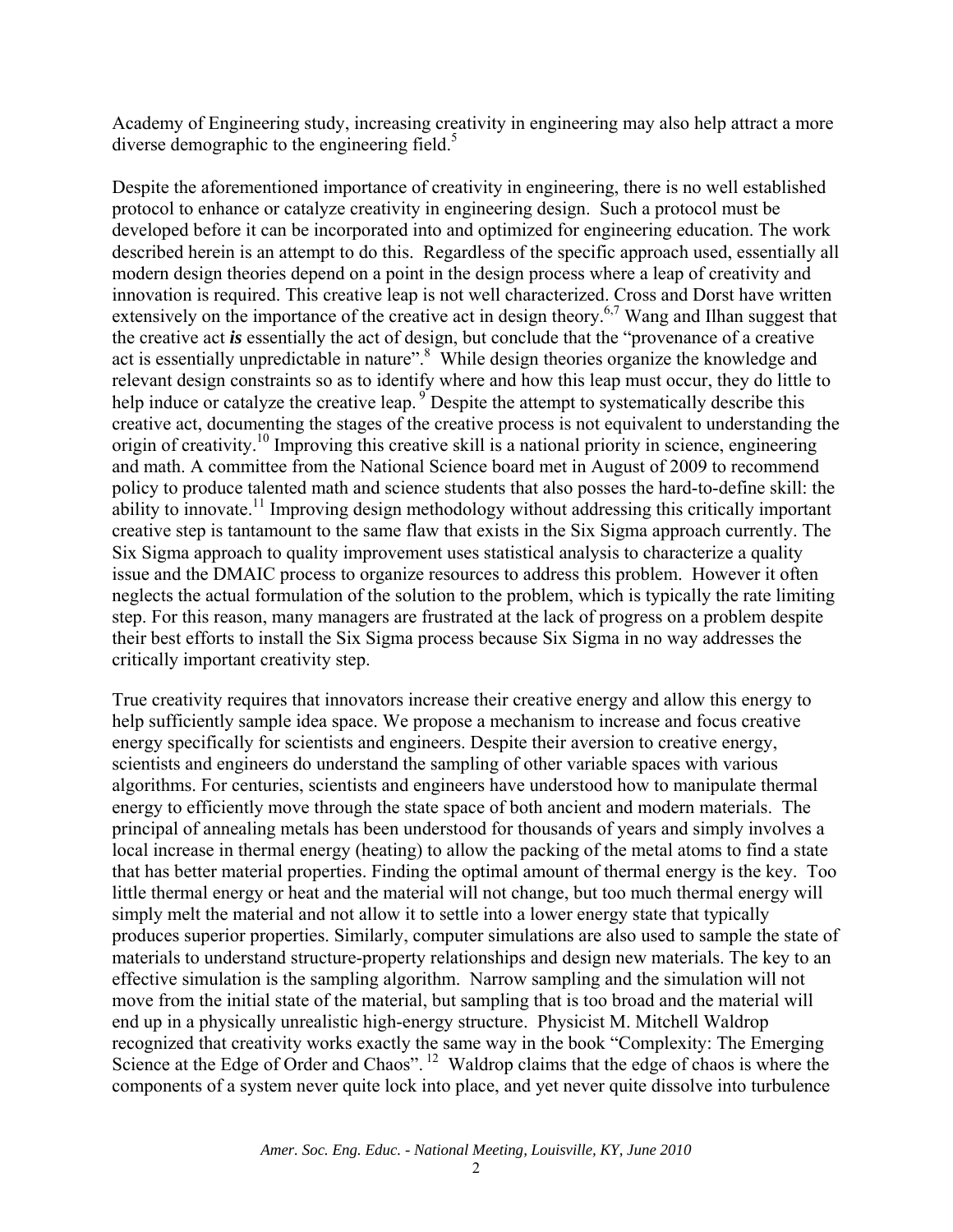Academy of Engineering study, increasing creativity in engineering may also help attract a more diverse demographic to the engineering field.[5]

Despite the aforementioned importance of creativity in engineering, there is no well established protocol to enhance or catalyze creativity in engineering design. Such a protocol must be developed before it can be incorporated into and optimized for engineering education. The work described herein is an attempt to do this. Regardless of the specific approach used, essentially all modern design theories depend on a point in the design process where a leap of creativity and innovation is required. This creative leap is not well characterized. Cross and Dorst have written extensively on the importance of the creative act in design theory.[6,7] Wang and Ilhan suggest that the creative act ***is*** essentially the act of design, but conclude that the "provenance of a creative act is essentially unpredictable in nature".[8] While design theories organize the knowledge and relevant design constraints so as to identify where and how this leap must occur, they do little to help induce or catalyze the creative leap.[9] Despite the attempt to systematically describe this creative act, documenting the stages of the creative process is not equivalent to understanding the origin of creativity.[10] Improving this creative skill is a national priority in science, engineering and math. A committee from the National Science board met in August of 2009 to recommend policy to produce talented math and science students that also posses the hard-to-define skill: the ability to innovate.[11] Improving design methodology without addressing this critically important creative step is tantamount to the same flaw that exists in the Six Sigma approach currently. The Six Sigma approach to quality improvement uses statistical analysis to characterize a quality issue and the DMAIC process to organize resources to address this problem. However it often neglects the actual formulation of the solution to the problem, which is typically the rate limiting step. For this reason, many managers are frustrated at the lack of progress on a problem despite their best efforts to install the Six Sigma process because Six Sigma in no way addresses the critically important creativity step.

True creativity requires that innovators increase their creative energy and allow this energy to help sufficiently sample idea space. We propose a mechanism to increase and focus creative energy specifically for scientists and engineers. Despite their aversion to creative energy, scientists and engineers do understand the sampling of other variable spaces with various algorithms. For centuries, scientists and engineers have understood how to manipulate thermal energy to efficiently move through the state space of both ancient and modern materials. The principal of annealing metals has been understood for thousands of years and simply involves a local increase in thermal energy (heating) to allow the packing of the metal atoms to find a state that has better material properties. Finding the optimal amount of thermal energy is the key. Too little thermal energy or heat and the material will not change, but too much thermal energy will simply melt the material and not allow it to settle into a lower energy state that typically produces superior properties. Similarly, computer simulations are also used to sample the state of materials to understand structure-property relationships and design new materials. The key to an effective simulation is the sampling algorithm. Narrow sampling and the simulation will not move from the initial state of the material, but sampling that is too broad and the material will end up in a physically unrealistic high-energy structure. Physicist M. Mitchell Waldrop recognized that creativity works exactly the same way in the book "Complexity: The Emerging Science at the Edge of Order and Chaos".[12] Waldrop claims that the edge of chaos is where the components of a system never quite lock into place, and yet never quite dissolve into turbulence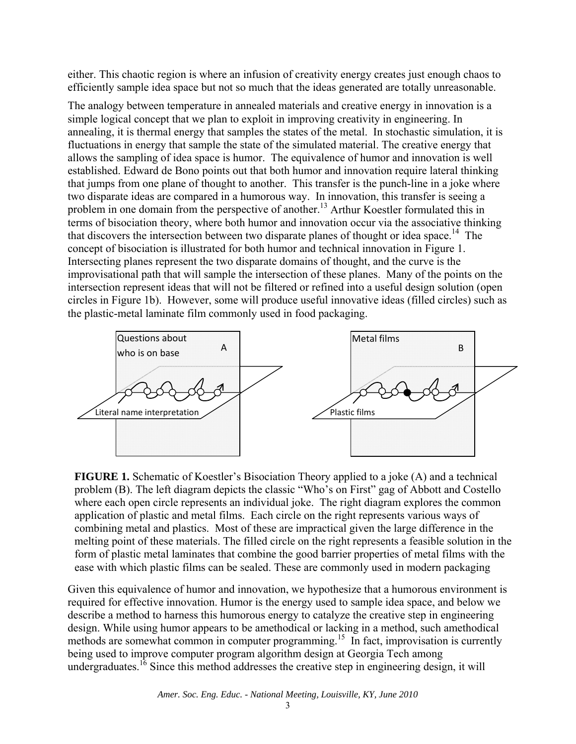either. This chaotic region is where an infusion of creativity energy creates just enough chaos to efficiently sample idea space but not so much that the ideas generated are totally unreasonable.

The analogy between temperature in annealed materials and creative energy in innovation is a simple logical concept that we plan to exploit in improving creativity in engineering. In annealing, it is thermal energy that samples the states of the metal. In stochastic simulation, it is fluctuations in energy that sample the state of the simulated material. The creative energy that allows the sampling of idea space is humor. The equivalence of humor and innovation is well established. Edward de Bono points out that both humor and innovation require lateral thinking that jumps from one plane of thought to another. This transfer is the punch-line in a joke where two disparate ideas are compared in a humorous way. In innovation, this transfer is seeing a problem in one domain from the perspective of another.[13] Arthur Koestler formulated this in terms of bisociation theory, where both humor and innovation occur via the associative thinking that discovers the intersection between two disparate planes of thought or idea space.[14] The concept of bisociation is illustrated for both humor and technical innovation in Figure 1. Intersecting planes represent the two disparate domains of thought, and the curve is the improvisational path that will sample the intersection of these planes. Many of the points on the intersection represent ideas that will not be filtered or refined into a useful design solution (open circles in Figure 1b). However, some will produce useful innovative ideas (filled circles) such as the plastic-metal laminate film commonly used in food packaging.

**FIGURE 1.** Schematic of Koestler's Bisociation Theory applied to a joke (A) and a technical problem (B). The left diagram depicts the classic "Who's on First" gag of Abbott and Costello where each open circle represents an individual joke. The right diagram explores the common application of plastic and metal films. Each circle on the right represents various ways of combining metal and plastics. Most of these are impractical given the large difference in the melting point of these materials. The filled circle on the right represents a feasible solution in the form of plastic metal laminates that combine the good barrier properties of metal films with the ease with which plastic films can be sealed. These are commonly used in modern packaging

Given this equivalence of humor and innovation, we hypothesize that a humorous environment is required for effective innovation. Humor is the energy used to sample idea space, and below we describe a method to harness this humorous energy to catalyze the creative step in engineering design. While using humor appears to be amethodical or lacking in a method, such amethodical methods are somewhat common in computer programming.[15] In fact, improvisation is currently being used to improve computer program algorithm design at Georgia Tech among undergraduates.[16] Since this method addresses the creative step in engineering design, it will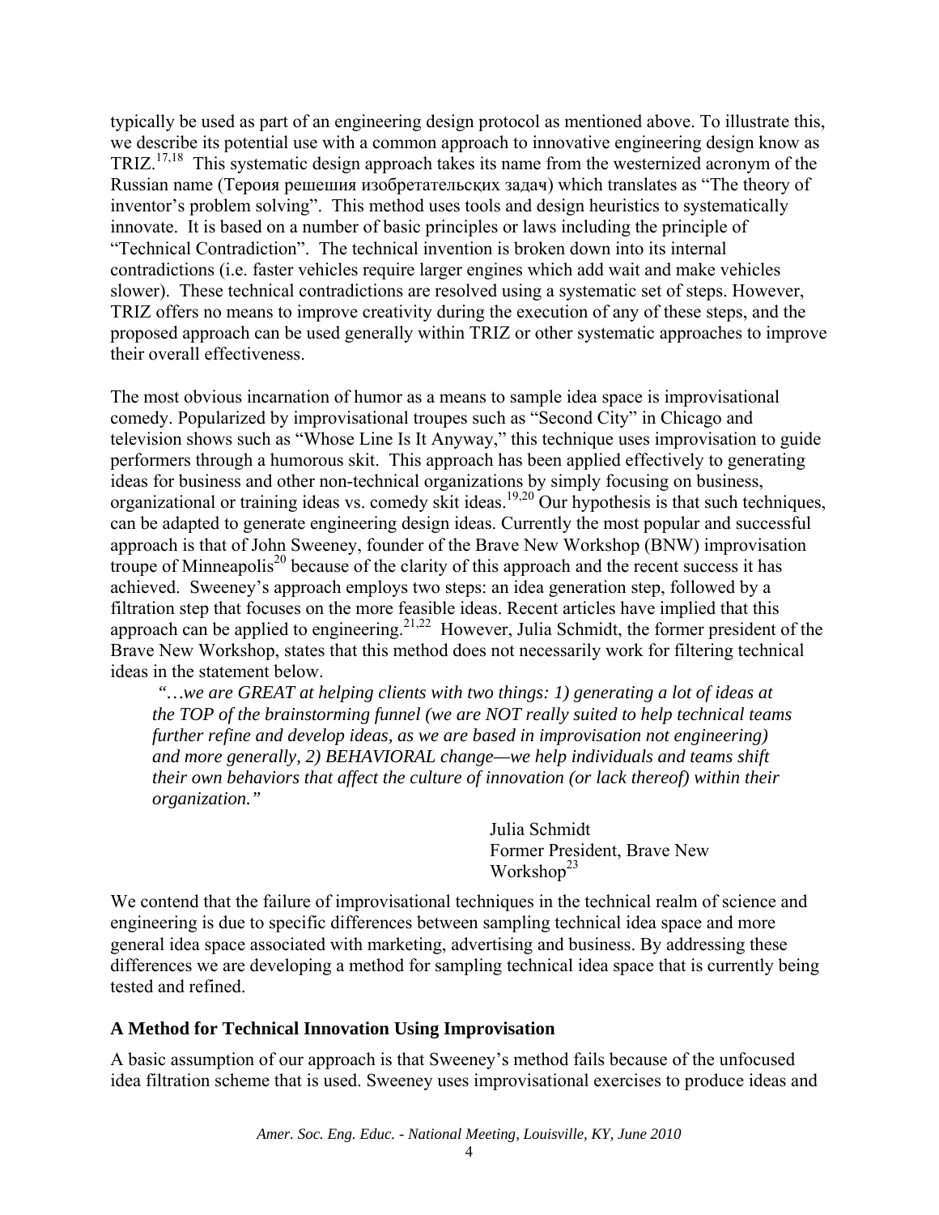typically be used as part of an engineering design protocol as mentioned above. To illustrate this, we describe its potential use with a common approach to innovative engineering design know as TRIZ.[17,18] This systematic design approach takes its name from the westernized acronym of the Russian name (Тероия решешия изобретательсқих задач) which translates as "The theory of inventor's problem solving". This method uses tools and design heuristics to systematically innovate. It is based on a number of basic principles or laws including the principle of "Technical Contradiction". The technical invention is broken down into its internal contradictions (i.e. faster vehicles require larger engines which add wait and make vehicles slower). These technical contradictions are resolved using a systematic set of steps. However, TRIZ offers no means to improve creativity during the execution of any of these steps, and the proposed approach can be used generally within TRIZ or other systematic approaches to improve their overall effectiveness.

The most obvious incarnation of humor as a means to sample idea space is improvisational comedy. Popularized by improvisational troupes such as "Second City" in Chicago and television shows such as "Whose Line Is It Anyway," this technique uses improvisation to guide performers through a humorous skit. This approach has been applied effectively to generating ideas for business and other non-technical organizations by simply focusing on business, organizational or training ideas vs. comedy skit ideas.[19,20] Our hypothesis is that such techniques, can be adapted to generate engineering design ideas. Currently the most popular and successful approach is that of John Sweeney, founder of the Brave New Workshop (BNW) improvisation troupe of Minneapolis[20] because of the clarity of this approach and the recent success it has achieved. Sweeney's approach employs two steps: an idea generation step, followed by a filtration step that focuses on the more feasible ideas. Recent articles have implied that this approach can be applied to engineering.[21,22] However, Julia Schmidt, the former president of the Brave New Workshop, states that this method does not necessarily work for filtering technical ideas in the statement below.

> *"…we are GREAT at helping clients with two things: 1) generating a lot of ideas at the TOP of the brainstorming funnel (we are NOT really suited to help technical teams further refine and develop ideas, as we are based in improvisation not engineering) and more generally, 2) BEHAVIORAL change—we help individuals and teams shift their own behaviors that affect the culture of innovation (or lack thereof) within their organization."*
>
> Julia Schmidt
> Former President, Brave New Workshop[23]

We contend that the failure of improvisational techniques in the technical realm of science and engineering is due to specific differences between sampling technical idea space and more general idea space associated with marketing, advertising and business. By addressing these differences we are developing a method for sampling technical idea space that is currently being tested and refined.

## A Method for Technical Innovation Using Improvisation

A basic assumption of our approach is that Sweeney's method fails because of the unfocused idea filtration scheme that is used. Sweeney uses improvisational exercises to produce ideas and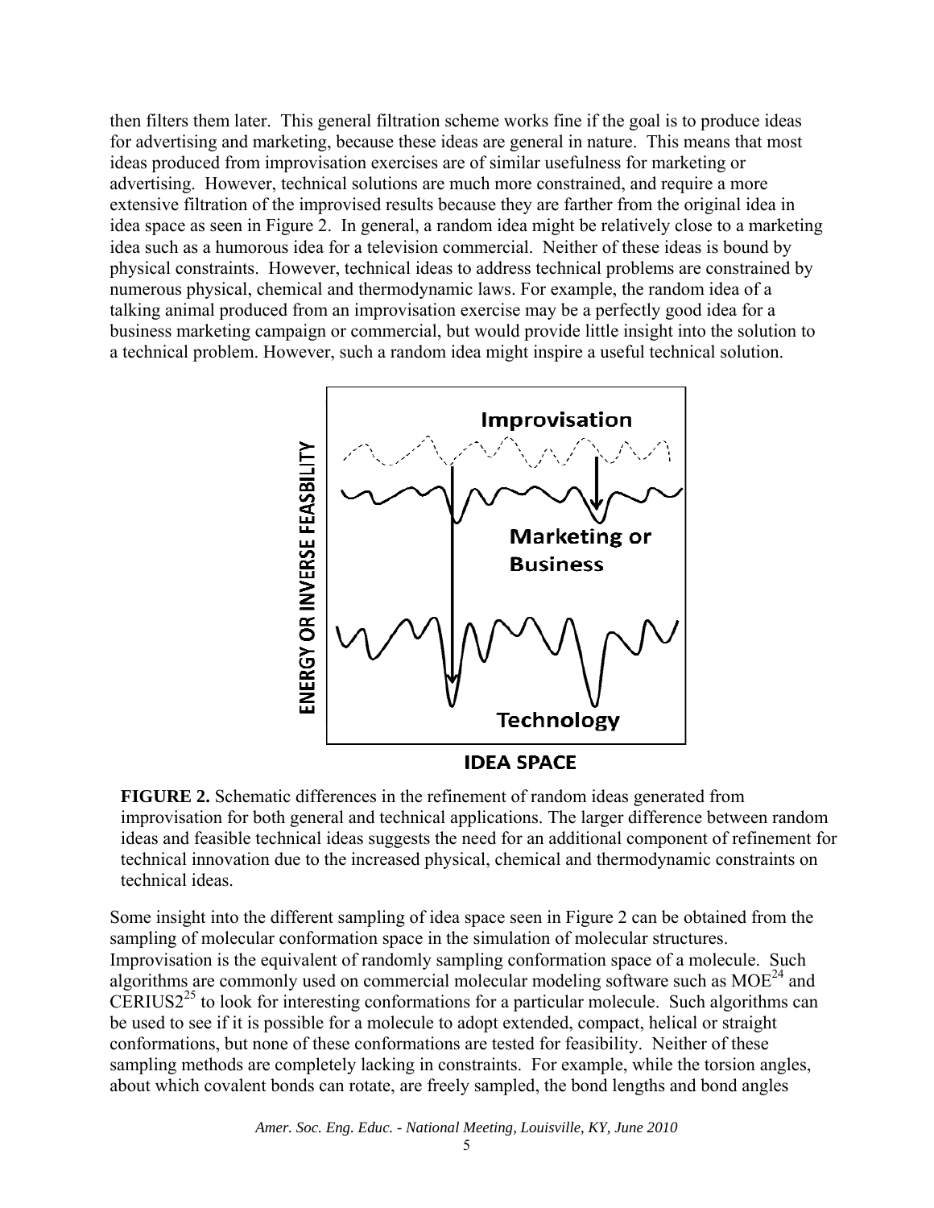then filters them later. This general filtration scheme works fine if the goal is to produce ideas for advertising and marketing, because these ideas are general in nature. This means that most ideas produced from improvisation exercises are of similar usefulness for marketing or advertising. However, technical solutions are much more constrained, and require a more extensive filtration of the improvised results because they are farther from the original idea in idea space as seen in Figure 2. In general, a random idea might be relatively close to a marketing idea such as a humorous idea for a television commercial. Neither of these ideas is bound by physical constraints. However, technical ideas to address technical problems are constrained by numerous physical, chemical and thermodynamic laws. For example, the random idea of a talking animal produced from an improvisation exercise may be a perfectly good idea for a business marketing campaign or commercial, but would provide little insight into the solution to a technical problem. However, such a random idea might inspire a useful technical solution.

**FIGURE 2.** Schematic differences in the refinement of random ideas generated from improvisation for both general and technical applications. The larger difference between random ideas and feasible technical ideas suggests the need for an additional component of refinement for technical innovation due to the increased physical, chemical and thermodynamic constraints on technical ideas.

Some insight into the different sampling of idea space seen in Figure 2 can be obtained from the sampling of molecular conformation space in the simulation of molecular structures. Improvisation is the equivalent of randomly sampling conformation space of a molecule. Such algorithms are commonly used on commercial molecular modeling software such as MOE[24] and CERIUS2[25] to look for interesting conformations for a particular molecule. Such algorithms can be used to see if it is possible for a molecule to adopt extended, compact, helical or straight conformations, but none of these conformations are tested for feasibility. Neither of these sampling methods are completely lacking in constraints. For example, while the torsion angles, about which covalent bonds can rotate, are freely sampled, the bond lengths and bond angles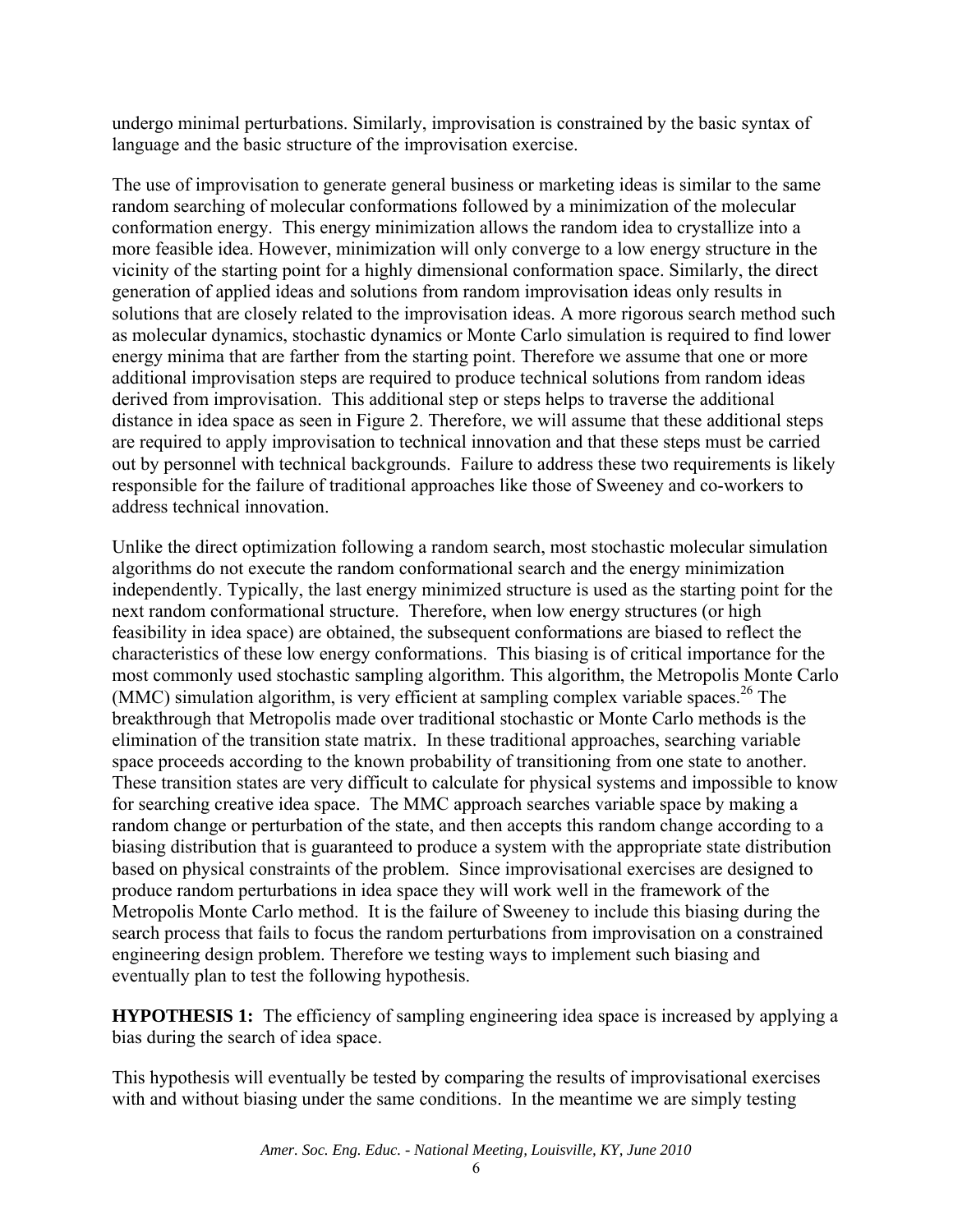undergo minimal perturbations. Similarly, improvisation is constrained by the basic syntax of language and the basic structure of the improvisation exercise.

The use of improvisation to generate general business or marketing ideas is similar to the same random searching of molecular conformations followed by a minimization of the molecular conformation energy. This energy minimization allows the random idea to crystallize into a more feasible idea. However, minimization will only converge to a low energy structure in the vicinity of the starting point for a highly dimensional conformation space. Similarly, the direct generation of applied ideas and solutions from random improvisation ideas only results in solutions that are closely related to the improvisation ideas. A more rigorous search method such as molecular dynamics, stochastic dynamics or Monte Carlo simulation is required to find lower energy minima that are farther from the starting point. Therefore we assume that one or more additional improvisation steps are required to produce technical solutions from random ideas derived from improvisation. This additional step or steps helps to traverse the additional distance in idea space as seen in Figure 2. Therefore, we will assume that these additional steps are required to apply improvisation to technical innovation and that these steps must be carried out by personnel with technical backgrounds. Failure to address these two requirements is likely responsible for the failure of traditional approaches like those of Sweeney and co-workers to address technical innovation.

Unlike the direct optimization following a random search, most stochastic molecular simulation algorithms do not execute the random conformational search and the energy minimization independently. Typically, the last energy minimized structure is used as the starting point for the next random conformational structure. Therefore, when low energy structures (or high feasibility in idea space) are obtained, the subsequent conformations are biased to reflect the characteristics of these low energy conformations. This biasing is of critical importance for the most commonly used stochastic sampling algorithm. This algorithm, the Metropolis Monte Carlo (MMC) simulation algorithm, is very efficient at sampling complex variable spaces.[26] The breakthrough that Metropolis made over traditional stochastic or Monte Carlo methods is the elimination of the transition state matrix. In these traditional approaches, searching variable space proceeds according to the known probability of transitioning from one state to another. These transition states are very difficult to calculate for physical systems and impossible to know for searching creative idea space. The MMC approach searches variable space by making a random change or perturbation of the state, and then accepts this random change according to a biasing distribution that is guaranteed to produce a system with the appropriate state distribution based on physical constraints of the problem. Since improvisational exercises are designed to produce random perturbations in idea space they will work well in the framework of the Metropolis Monte Carlo method. It is the failure of Sweeney to include this biasing during the search process that fails to focus the random perturbations from improvisation on a constrained engineering design problem. Therefore we testing ways to implement such biasing and eventually plan to test the following hypothesis.

**HYPOTHESIS 1:** The efficiency of sampling engineering idea space is increased by applying a bias during the search of idea space.

This hypothesis will eventually be tested by comparing the results of improvisational exercises with and without biasing under the same conditions. In the meantime we are simply testing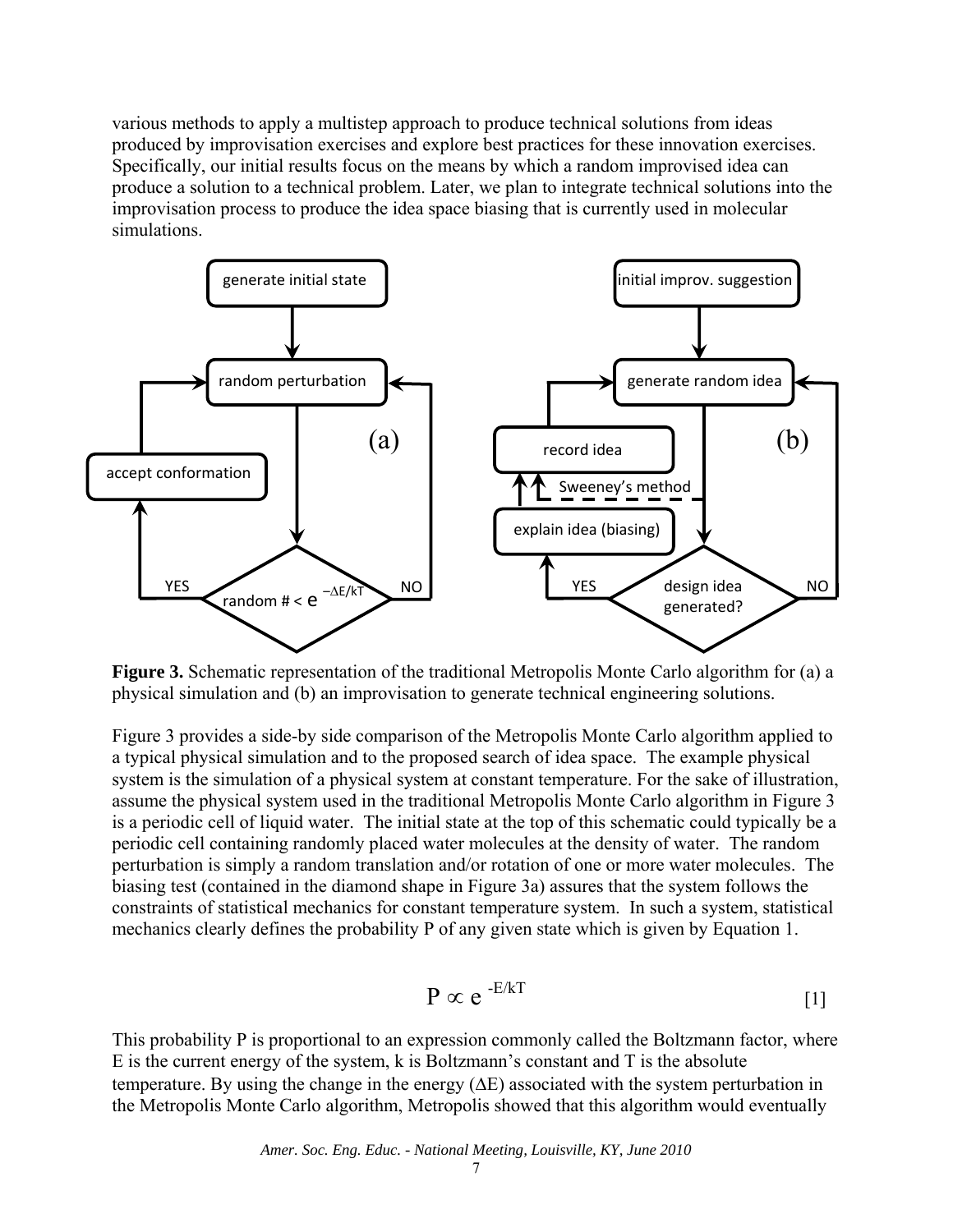various methods to apply a multistep approach to produce technical solutions from ideas produced by improvisation exercises and explore best practices for these innovation exercises. Specifically, our initial results focus on the means by which a random improvised idea can produce a solution to a technical problem. Later, we plan to integrate technical solutions into the improvisation process to produce the idea space biasing that is currently used in molecular simulations.

**Figure 3.** Schematic representation of the traditional Metropolis Monte Carlo algorithm for (a) a physical simulation and (b) an improvisation to generate technical engineering solutions.

Figure 3 provides a side-by side comparison of the Metropolis Monte Carlo algorithm applied to a typical physical simulation and to the proposed search of idea space. The example physical system is the simulation of a physical system at constant temperature. For the sake of illustration, assume the physical system used in the traditional Metropolis Monte Carlo algorithm in Figure 3 is a periodic cell of liquid water. The initial state at the top of this schematic could typically be a periodic cell containing randomly placed water molecules at the density of water. The random perturbation is simply a random translation and/or rotation of one or more water molecules. The biasing test (contained in the diamond shape in Figure 3a) assures that the system follows the constraints of statistical mechanics for constant temperature system. In such a system, statistical mechanics clearly defines the probability P of any given state which is given by Equation 1.

$$P \propto e^{-E/kT} \quad [1]$$

This probability P is proportional to an expression commonly called the Boltzmann factor, where E is the current energy of the system, k is Boltzmann's constant and T is the absolute temperature. By using the change in the energy ($\Delta E$) associated with the system perturbation in the Metropolis Monte Carlo algorithm, Metropolis showed that this algorithm would eventually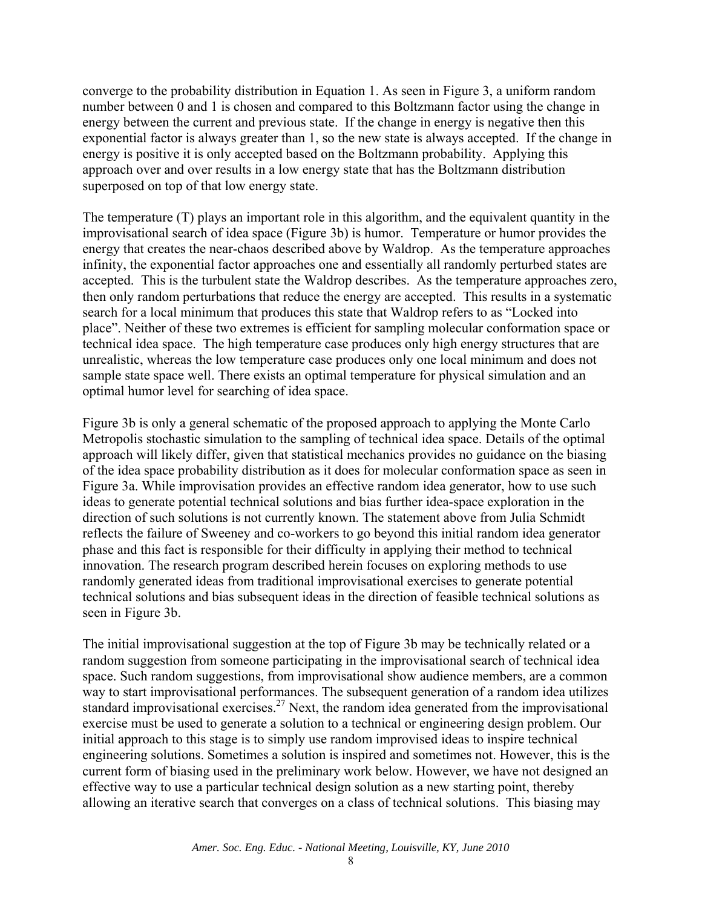converge to the probability distribution in Equation 1. As seen in Figure 3, a uniform random number between 0 and 1 is chosen and compared to this Boltzmann factor using the change in energy between the current and previous state. If the change in energy is negative then this exponential factor is always greater than 1, so the new state is always accepted. If the change in energy is positive it is only accepted based on the Boltzmann probability. Applying this approach over and over results in a low energy state that has the Boltzmann distribution superposed on top of that low energy state.

The temperature (T) plays an important role in this algorithm, and the equivalent quantity in the improvisational search of idea space (Figure 3b) is humor. Temperature or humor provides the energy that creates the near-chaos described above by Waldrop. As the temperature approaches infinity, the exponential factor approaches one and essentially all randomly perturbed states are accepted. This is the turbulent state the Waldrop describes. As the temperature approaches zero, then only random perturbations that reduce the energy are accepted. This results in a systematic search for a local minimum that produces this state that Waldrop refers to as "Locked into place". Neither of these two extremes is efficient for sampling molecular conformation space or technical idea space. The high temperature case produces only high energy structures that are unrealistic, whereas the low temperature case produces only one local minimum and does not sample state space well. There exists an optimal temperature for physical simulation and an optimal humor level for searching of idea space.

Figure 3b is only a general schematic of the proposed approach to applying the Monte Carlo Metropolis stochastic simulation to the sampling of technical idea space. Details of the optimal approach will likely differ, given that statistical mechanics provides no guidance on the biasing of the idea space probability distribution as it does for molecular conformation space as seen in Figure 3a. While improvisation provides an effective random idea generator, how to use such ideas to generate potential technical solutions and bias further idea-space exploration in the direction of such solutions is not currently known. The statement above from Julia Schmidt reflects the failure of Sweeney and co-workers to go beyond this initial random idea generator phase and this fact is responsible for their difficulty in applying their method to technical innovation. The research program described herein focuses on exploring methods to use randomly generated ideas from traditional improvisational exercises to generate potential technical solutions and bias subsequent ideas in the direction of feasible technical solutions as seen in Figure 3b.

The initial improvisational suggestion at the top of Figure 3b may be technically related or a random suggestion from someone participating in the improvisational search of technical idea space. Such random suggestions, from improvisational show audience members, are a common way to start improvisational performances. The subsequent generation of a random idea utilizes standard improvisational exercises.[27] Next, the random idea generated from the improvisational exercise must be used to generate a solution to a technical or engineering design problem. Our initial approach to this stage is to simply use random improvised ideas to inspire technical engineering solutions. Sometimes a solution is inspired and sometimes not. However, this is the current form of biasing used in the preliminary work below. However, we have not designed an effective way to use a particular technical design solution as a new starting point, thereby allowing an iterative search that converges on a class of technical solutions. This biasing may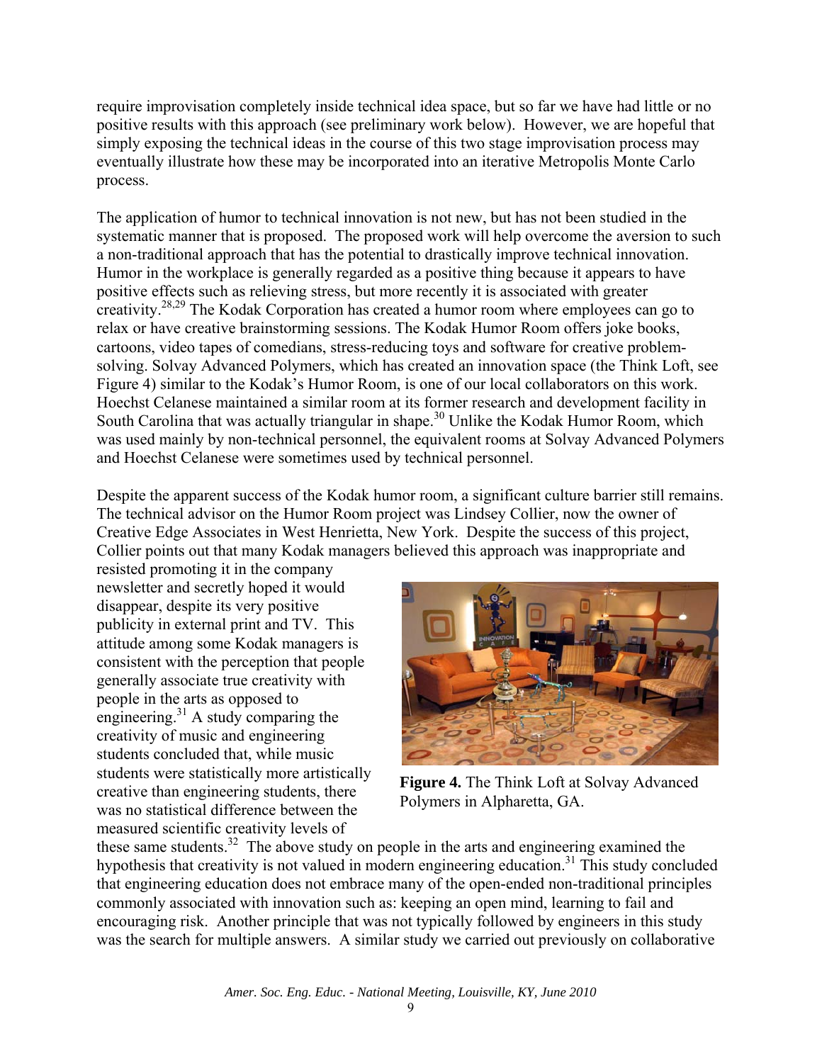require improvisation completely inside technical idea space, but so far we have had little or no positive results with this approach (see preliminary work below). However, we are hopeful that simply exposing the technical ideas in the course of this two stage improvisation process may eventually illustrate how these may be incorporated into an iterative Metropolis Monte Carlo process.

The application of humor to technical innovation is not new, but has not been studied in the systematic manner that is proposed. The proposed work will help overcome the aversion to such a non-traditional approach that has the potential to drastically improve technical innovation. Humor in the workplace is generally regarded as a positive thing because it appears to have positive effects such as relieving stress, but more recently it is associated with greater creativity.[28,29] The Kodak Corporation has created a humor room where employees can go to relax or have creative brainstorming sessions. The Kodak Humor Room offers joke books, cartoons, video tapes of comedians, stress-reducing toys and software for creative problem-solving. Solvay Advanced Polymers, which has created an innovation space (the Think Loft, see Figure 4) similar to the Kodak's Humor Room, is one of our local collaborators on this work. Hoechst Celanese maintained a similar room at its former research and development facility in South Carolina that was actually triangular in shape.[30] Unlike the Kodak Humor Room, which was used mainly by non-technical personnel, the equivalent rooms at Solvay Advanced Polymers and Hoechst Celanese were sometimes used by technical personnel.

Despite the apparent success of the Kodak humor room, a significant culture barrier still remains. The technical advisor on the Humor Room project was Lindsey Collier, now the owner of Creative Edge Associates in West Henrietta, New York. Despite the success of this project, Collier points out that many Kodak managers believed this approach was inappropriate and resisted promoting it in the company newsletter and secretly hoped it would disappear, despite its very positive publicity in external print and TV. This attitude among some Kodak managers is consistent with the perception that people generally associate true creativity with people in the arts as opposed to engineering.[31] A study comparing the creativity of music and engineering students concluded that, while music students were statistically more artistically creative than engineering students, there was no statistical difference between the measured scientific creativity levels of these same students.[32] The above study on people in the arts and engineering examined the hypothesis that creativity is not valued in modern engineering education.[31] This study concluded that engineering education does not embrace many of the open-ended non-traditional principles commonly associated with innovation such as: keeping an open mind, learning to fail and encouraging risk. Another principle that was not typically followed by engineers in this study was the search for multiple answers. A similar study we carried out previously on collaborative

**Figure 4.** The Think Loft at Solvay Advanced Polymers in Alpharetta, GA.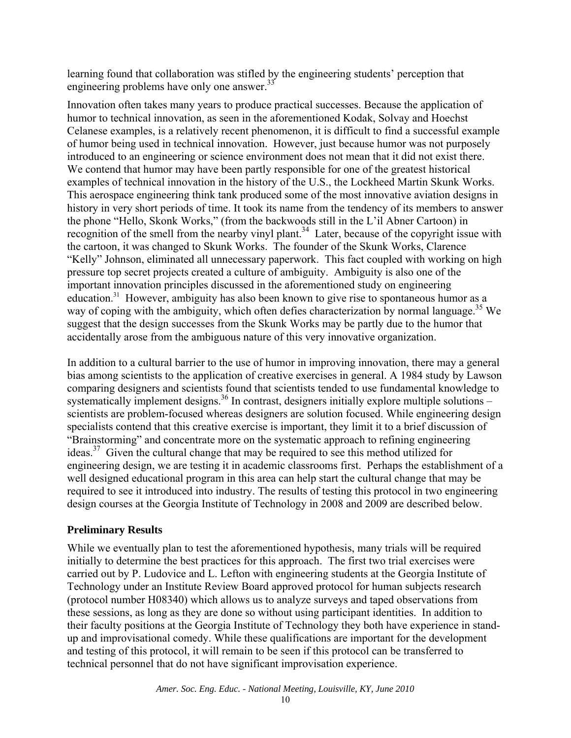learning found that collaboration was stifled by the engineering students' perception that engineering problems have only one answer.[33]

Innovation often takes many years to produce practical successes. Because the application of humor to technical innovation, as seen in the aforementioned Kodak, Solvay and Hoechst Celanese examples, is a relatively recent phenomenon, it is difficult to find a successful example of humor being used in technical innovation. However, just because humor was not purposely introduced to an engineering or science environment does not mean that it did not exist there. We contend that humor may have been partly responsible for one of the greatest historical examples of technical innovation in the history of the U.S., the Lockheed Martin Skunk Works. This aerospace engineering think tank produced some of the most innovative aviation designs in history in very short periods of time. It took its name from the tendency of its members to answer the phone "Hello, Skonk Works," (from the backwoods still in the L'il Abner Cartoon) in recognition of the smell from the nearby vinyl plant.[34] Later, because of the copyright issue with the cartoon, it was changed to Skunk Works. The founder of the Skunk Works, Clarence "Kelly" Johnson, eliminated all unnecessary paperwork. This fact coupled with working on high pressure top secret projects created a culture of ambiguity. Ambiguity is also one of the important innovation principles discussed in the aforementioned study on engineering education.[31] However, ambiguity has also been known to give rise to spontaneous humor as a way of coping with the ambiguity, which often defies characterization by normal language.[35] We suggest that the design successes from the Skunk Works may be partly due to the humor that accidentally arose from the ambiguous nature of this very innovative organization.

In addition to a cultural barrier to the use of humor in improving innovation, there may a general bias among scientists to the application of creative exercises in general. A 1984 study by Lawson comparing designers and scientists found that scientists tended to use fundamental knowledge to systematically implement designs.[36] In contrast, designers initially explore multiple solutions – scientists are problem-focused whereas designers are solution focused. While engineering design specialists contend that this creative exercise is important, they limit it to a brief discussion of "Brainstorming" and concentrate more on the systematic approach to refining engineering ideas.[37] Given the cultural change that may be required to see this method utilized for engineering design, we are testing it in academic classrooms first. Perhaps the establishment of a well designed educational program in this area can help start the cultural change that may be required to see it introduced into industry. The results of testing this protocol in two engineering design courses at the Georgia Institute of Technology in 2008 and 2009 are described below.

## Preliminary Results

While we eventually plan to test the aforementioned hypothesis, many trials will be required initially to determine the best practices for this approach. The first two trial exercises were carried out by P. Ludovice and L. Lefton with engineering students at the Georgia Institute of Technology under an Institute Review Board approved protocol for human subjects research (protocol number H08340) which allows us to analyze surveys and taped observations from these sessions, as long as they are done so without using participant identities. In addition to their faculty positions at the Georgia Institute of Technology they both have experience in stand-up and improvisational comedy. While these qualifications are important for the development and testing of this protocol, it will remain to be seen if this protocol can be transferred to technical personnel that do not have significant improvisation experience.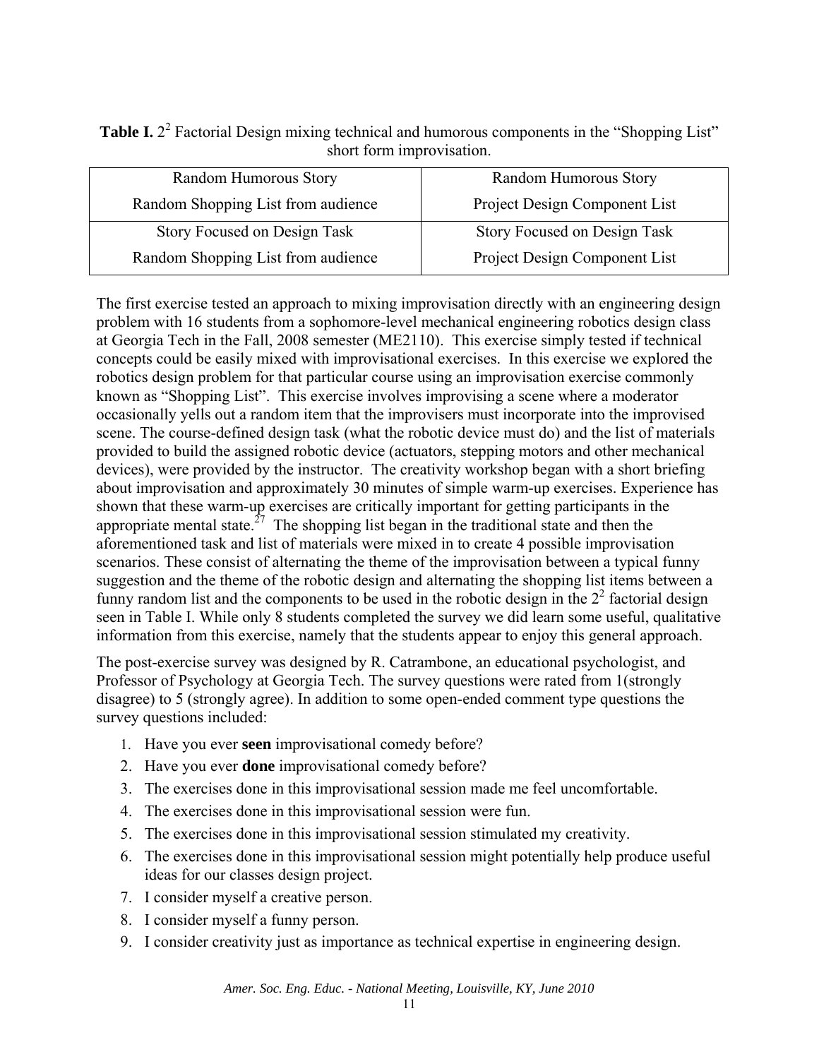**Table I.** $2^2$ Factorial Design mixing technical and humorous components in the "Shopping List" short form improvisation.

| | |
|---|---|
| Random Humorous Story<br>Random Shopping List from audience | Random Humorous Story<br>Project Design Component List |
| Story Focused on Design Task<br>Random Shopping List from audience | Story Focused on Design Task<br>Project Design Component List |

The first exercise tested an approach to mixing improvisation directly with an engineering design problem with 16 students from a sophomore-level mechanical engineering robotics design class at Georgia Tech in the Fall, 2008 semester (ME2110). This exercise simply tested if technical concepts could be easily mixed with improvisational exercises. In this exercise we explored the robotics design problem for that particular course using an improvisation exercise commonly known as "Shopping List". This exercise involves improvising a scene where a moderator occasionally yells out a random item that the improvisers must incorporate into the improvised scene. The course-defined design task (what the robotic device must do) and the list of materials provided to build the assigned robotic device (actuators, stepping motors and other mechanical devices), were provided by the instructor. The creativity workshop began with a short briefing about improvisation and approximately 30 minutes of simple warm-up exercises. Experience has shown that these warm-up exercises are critically important for getting participants in the appropriate mental state.[27] The shopping list began in the traditional state and then the aforementioned task and list of materials were mixed in to create 4 possible improvisation scenarios. These consist of alternating the theme of the improvisation between a typical funny suggestion and the theme of the robotic design and alternating the shopping list items between a funny random list and the components to be used in the robotic design in the $2^2$ factorial design seen in Table I. While only 8 students completed the survey we did learn some useful, qualitative information from this exercise, namely that the students appear to enjoy this general approach.

The post-exercise survey was designed by R. Catrambone, an educational psychologist, and Professor of Psychology at Georgia Tech. The survey questions were rated from 1(strongly disagree) to 5 (strongly agree). In addition to some open-ended comment type questions the survey questions included:

1. Have you ever **seen** improvisational comedy before?
2. Have you ever **done** improvisational comedy before?
3. The exercises done in this improvisational session made me feel uncomfortable.
4. The exercises done in this improvisational session were fun.
5. The exercises done in this improvisational session stimulated my creativity.
6. The exercises done in this improvisational session might potentially help produce useful ideas for our classes design project.
7. I consider myself a creative person.
8. I consider myself a funny person.
9. I consider creativity just as importance as technical expertise in engineering design.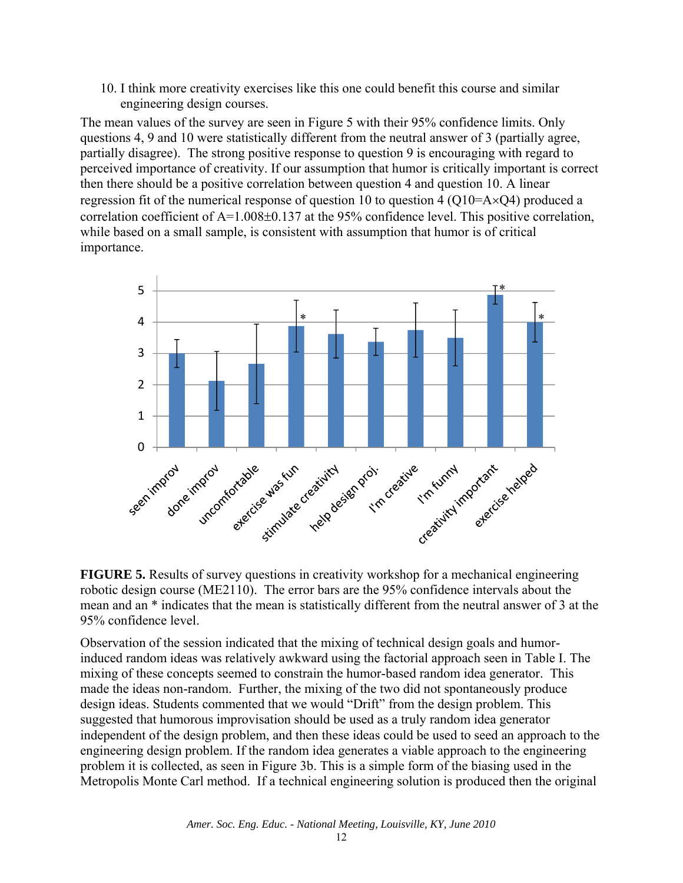10. I think more creativity exercises like this one could benefit this course and similar engineering design courses.

The mean values of the survey are seen in Figure 5 with their 95% confidence limits. Only questions 4, 9 and 10 were statistically different from the neutral answer of 3 (partially agree, partially disagree). The strong positive response to question 9 is encouraging with regard to perceived importance of creativity. If our assumption that humor is critically important is correct then there should be a positive correlation between question 4 and question 10. A linear regression fit of the numerical response of question 10 to question 4 ($Q10=A\times Q4$) produced a correlation coefficient of $A=1.008\pm 0.137$ at the 95% confidence level. This positive correlation, while based on a small sample, is consistent with assumption that humor is of critical importance.

**FIGURE 5.** Results of survey questions in creativity workshop for a mechanical engineering robotic design course (ME2110). The error bars are the 95% confidence intervals about the mean and an * indicates that the mean is statistically different from the neutral answer of 3 at the 95% confidence level.

Observation of the session indicated that the mixing of technical design goals and humor-induced random ideas was relatively awkward using the factorial approach seen in Table I. The mixing of these concepts seemed to constrain the humor-based random idea generator. This made the ideas non-random. Further, the mixing of the two did not spontaneously produce design ideas. Students commented that we would "Drift" from the design problem. This suggested that humorous improvisation should be used as a truly random idea generator independent of the design problem, and then these ideas could be used to seed an approach to the engineering design problem. If the random idea generates a viable approach to the engineering problem it is collected, as seen in Figure 3b. This is a simple form of the biasing used in the Metropolis Monte Carl method. If a technical engineering solution is produced then the original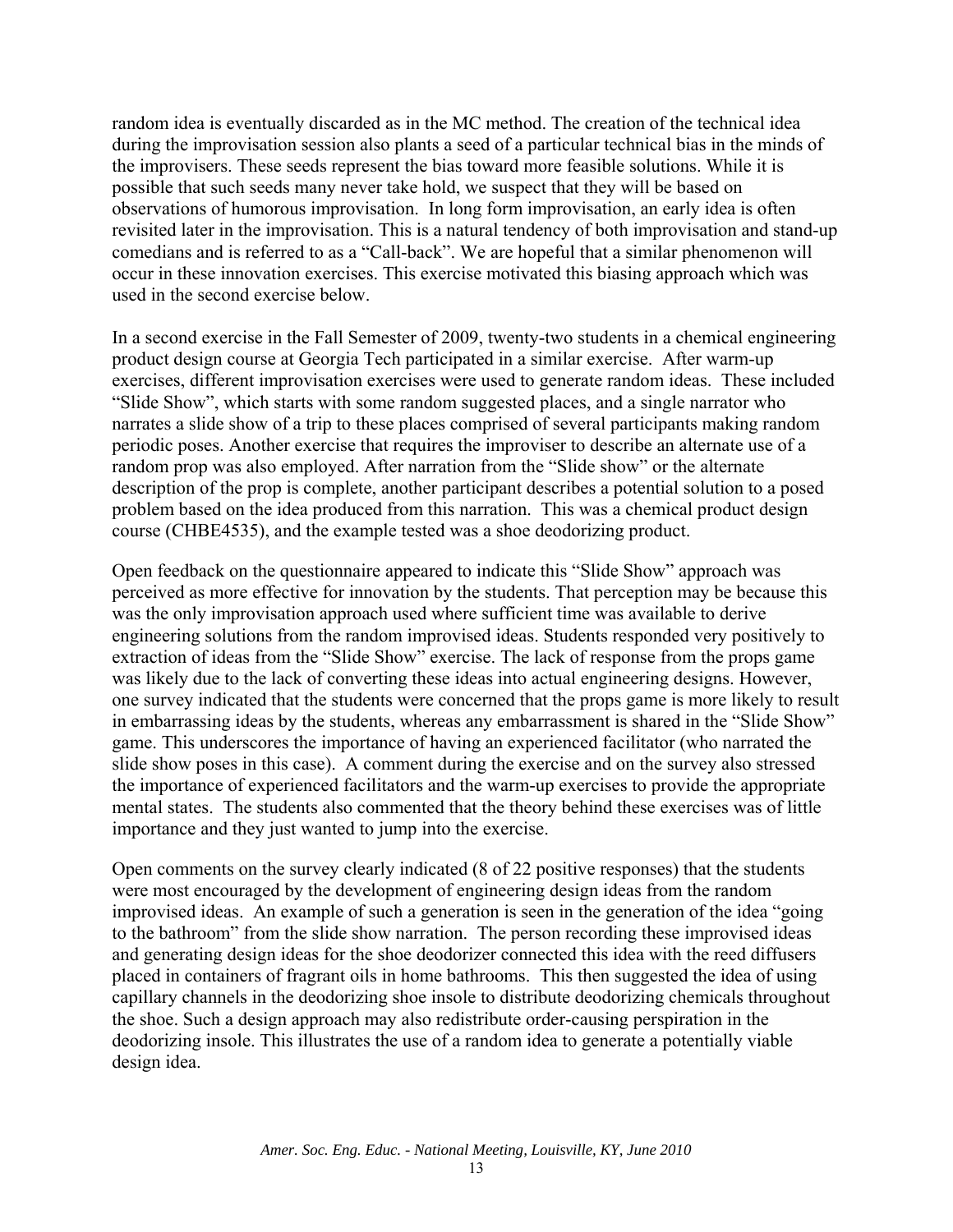random idea is eventually discarded as in the MC method. The creation of the technical idea during the improvisation session also plants a seed of a particular technical bias in the minds of the improvisers. These seeds represent the bias toward more feasible solutions. While it is possible that such seeds many never take hold, we suspect that they will be based on observations of humorous improvisation. In long form improvisation, an early idea is often revisited later in the improvisation. This is a natural tendency of both improvisation and stand-up comedians and is referred to as a "Call-back". We are hopeful that a similar phenomenon will occur in these innovation exercises. This exercise motivated this biasing approach which was used in the second exercise below.

In a second exercise in the Fall Semester of 2009, twenty-two students in a chemical engineering product design course at Georgia Tech participated in a similar exercise. After warm-up exercises, different improvisation exercises were used to generate random ideas. These included "Slide Show", which starts with some random suggested places, and a single narrator who narrates a slide show of a trip to these places comprised of several participants making random periodic poses. Another exercise that requires the improviser to describe an alternate use of a random prop was also employed. After narration from the "Slide show" or the alternate description of the prop is complete, another participant describes a potential solution to a posed problem based on the idea produced from this narration. This was a chemical product design course (CHBE4535), and the example tested was a shoe deodorizing product.

Open feedback on the questionnaire appeared to indicate this "Slide Show" approach was perceived as more effective for innovation by the students. That perception may be because this was the only improvisation approach used where sufficient time was available to derive engineering solutions from the random improvised ideas. Students responded very positively to extraction of ideas from the "Slide Show" exercise. The lack of response from the props game was likely due to the lack of converting these ideas into actual engineering designs. However, one survey indicated that the students were concerned that the props game is more likely to result in embarrassing ideas by the students, whereas any embarrassment is shared in the "Slide Show" game. This underscores the importance of having an experienced facilitator (who narrated the slide show poses in this case). A comment during the exercise and on the survey also stressed the importance of experienced facilitators and the warm-up exercises to provide the appropriate mental states. The students also commented that the theory behind these exercises was of little importance and they just wanted to jump into the exercise.

Open comments on the survey clearly indicated (8 of 22 positive responses) that the students were most encouraged by the development of engineering design ideas from the random improvised ideas. An example of such a generation is seen in the generation of the idea "going to the bathroom" from the slide show narration. The person recording these improvised ideas and generating design ideas for the shoe deodorizer connected this idea with the reed diffusers placed in containers of fragrant oils in home bathrooms. This then suggested the idea of using capillary channels in the deodorizing shoe insole to distribute deodorizing chemicals throughout the shoe. Such a design approach may also redistribute order-causing perspiration in the deodorizing insole. This illustrates the use of a random idea to generate a potentially viable design idea.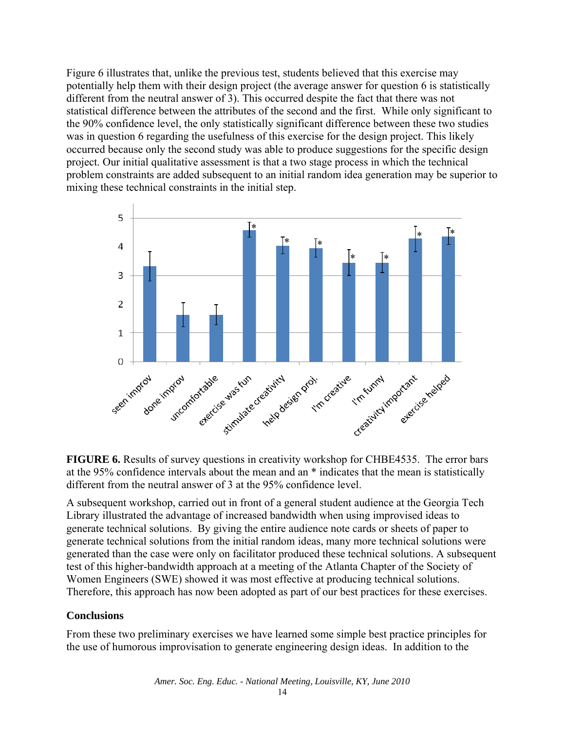Figure 6 illustrates that, unlike the previous test, students believed that this exercise may potentially help them with their design project (the average answer for question 6 is statistically different from the neutral answer of 3). This occurred despite the fact that there was not statistical difference between the attributes of the second and the first. While only significant to the 90% confidence level, the only statistically significant difference between these two studies was in question 6 regarding the usefulness of this exercise for the design project. This likely occurred because only the second study was able to produce suggestions for the specific design project. Our initial qualitative assessment is that a two stage process in which the technical problem constraints are added subsequent to an initial random idea generation may be superior to mixing these technical constraints in the initial step.

**FIGURE 6.** Results of survey questions in creativity workshop for CHBE4535. The error bars at the 95% confidence intervals about the mean and an * indicates that the mean is statistically different from the neutral answer of 3 at the 95% confidence level.

A subsequent workshop, carried out in front of a general student audience at the Georgia Tech Library illustrated the advantage of increased bandwidth when using improvised ideas to generate technical solutions. By giving the entire audience note cards or sheets of paper to generate technical solutions from the initial random ideas, many more technical solutions were generated than the case were only on facilitator produced these technical solutions. A subsequent test of this higher-bandwidth approach at a meeting of the Atlanta Chapter of the Society of Women Engineers (SWE) showed it was most effective at producing technical solutions. Therefore, this approach has now been adopted as part of our best practices for these exercises.

## Conclusions

From these two preliminary exercises we have learned some simple best practice principles for the use of humorous improvisation to generate engineering design ideas. In addition to the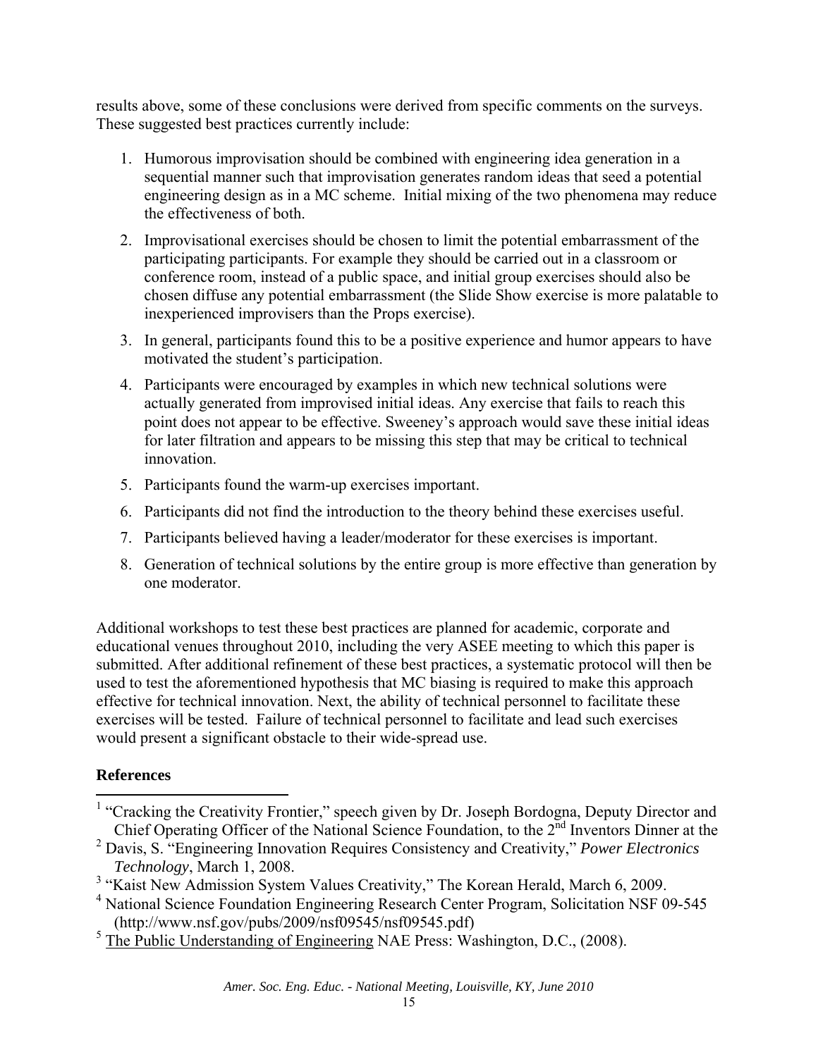results above, some of these conclusions were derived from specific comments on the surveys. These suggested best practices currently include:

1. Humorous improvisation should be combined with engineering idea generation in a sequential manner such that improvisation generates random ideas that seed a potential engineering design as in a MC scheme. Initial mixing of the two phenomena may reduce the effectiveness of both.
2. Improvisational exercises should be chosen to limit the potential embarrassment of the participating participants. For example they should be carried out in a classroom or conference room, instead of a public space, and initial group exercises should also be chosen diffuse any potential embarrassment (the Slide Show exercise is more palatable to inexperienced improvisers than the Props exercise).
3. In general, participants found this to be a positive experience and humor appears to have motivated the student's participation.
4. Participants were encouraged by examples in which new technical solutions were actually generated from improvised initial ideas. Any exercise that fails to reach this point does not appear to be effective. Sweeney's approach would save these initial ideas for later filtration and appears to be missing this step that may be critical to technical innovation.
5. Participants found the warm-up exercises important.
6. Participants did not find the introduction to the theory behind these exercises useful.
7. Participants believed having a leader/moderator for these exercises is important.
8. Generation of technical solutions by the entire group is more effective than generation by one moderator.

Additional workshops to test these best practices are planned for academic, corporate and educational venues throughout 2010, including the very ASEE meeting to which this paper is submitted. After additional refinement of these best practices, a systematic protocol will then be used to test the aforementioned hypothesis that MC biasing is required to make this approach effective for technical innovation. Next, the ability of technical personnel to facilitate these exercises will be tested. Failure of technical personnel to facilitate and lead such exercises would present a significant obstacle to their wide-spread use.

## References

[1] "Cracking the Creativity Frontier," speech given by Dr. Joseph Bordogna, Deputy Director and Chief Operating Officer of the National Science Foundation, to the 2nd Inventors Dinner at the

[2] Davis, S. "Engineering Innovation Requires Consistency and Creativity," *Power Electronics Technology*, March 1, 2008.

[3] "Kaist New Admission System Values Creativity," The Korean Herald, March 6, 2009.

[4] National Science Foundation Engineering Research Center Program, Solicitation NSF 09-545 (http://www.nsf.gov/pubs/2009/nsf09545/nsf09545.pdf)

[5] The Public Understanding of Engineering NAE Press: Washington, D.C., (2008).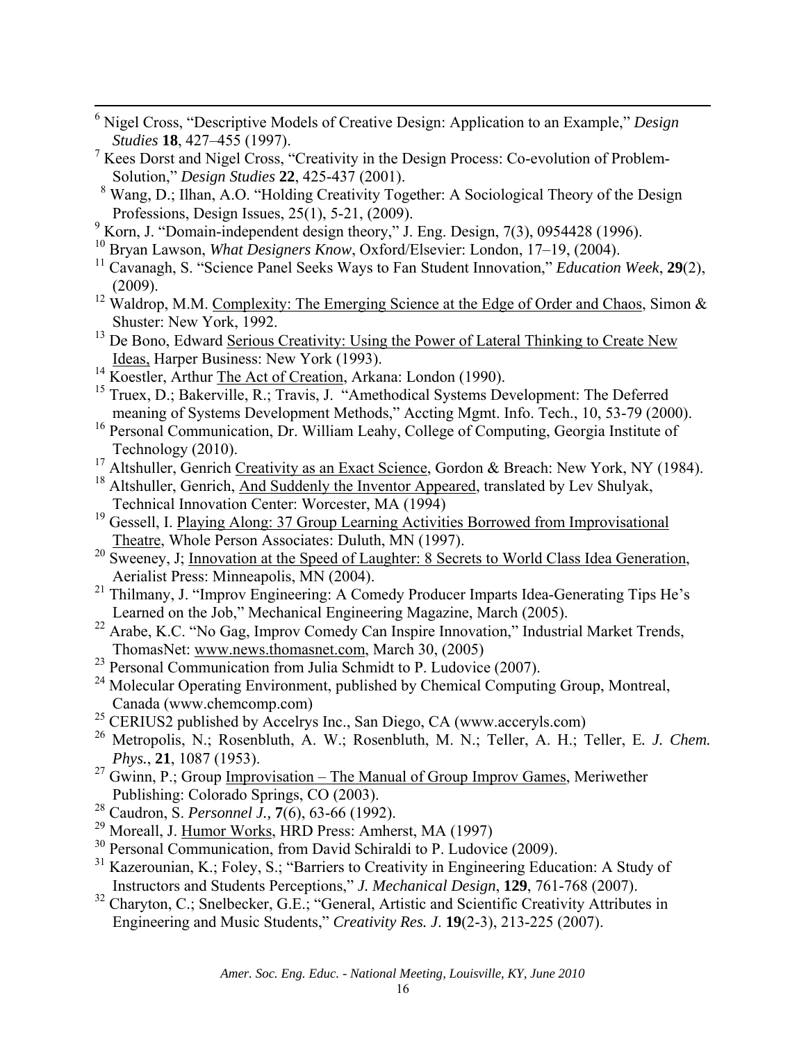[6] Nigel Cross, "Descriptive Models of Creative Design: Application to an Example," *Design Studies* **18**, 427–455 (1997).

[7] Kees Dorst and Nigel Cross, "Creativity in the Design Process: Co-evolution of Problem-Solution," *Design Studies* **22**, 425-437 (2001).

[8] Wang, D.; Ilhan, A.O. "Holding Creativity Together: A Sociological Theory of the Design Professions, Design Issues, 25(1), 5-21, (2009).

[9] Korn, J. "Domain-independent design theory," J. Eng. Design, 7(3), 0954428 (1996).

[10] Bryan Lawson, *What Designers Know*, Oxford/Elsevier: London, 17–19, (2004).

[11] Cavanagh, S. "Science Panel Seeks Ways to Fan Student Innovation," *Education Week*, **29**(2), (2009).

[12] Waldrop, M.M. Complexity: The Emerging Science at the Edge of Order and Chaos, Simon & Shuster: New York, 1992.

[13] De Bono, Edward Serious Creativity: Using the Power of Lateral Thinking to Create New Ideas, Harper Business: New York (1993).

[14] Koestler, Arthur The Act of Creation, Arkana: London (1990).

[15] Truex, D.; Bakerville, R.; Travis, J. "Amethodical Systems Development: The Deferred meaning of Systems Development Methods," Accting Mgmt. Info. Tech., 10, 53-79 (2000).

[16] Personal Communication, Dr. William Leahy, College of Computing, Georgia Institute of Technology (2010).

[17] Altshuller, Genrich Creativity as an Exact Science, Gordon & Breach: New York, NY (1984).

[18] Altshuller, Genrich, And Suddenly the Inventor Appeared, translated by Lev Shulyak, Technical Innovation Center: Worcester, MA (1994)

[19] Gessell, I. Playing Along: 37 Group Learning Activities Borrowed from Improvisational Theatre, Whole Person Associates: Duluth, MN (1997).

[20] Sweeney, J; Innovation at the Speed of Laughter: 8 Secrets to World Class Idea Generation, Aerialist Press: Minneapolis, MN (2004).

[21] Thilmany, J. "Improv Engineering: A Comedy Producer Imparts Idea-Generating Tips He's Learned on the Job," Mechanical Engineering Magazine, March (2005).

[22] Arabe, K.C. "No Gag, Improv Comedy Can Inspire Innovation," Industrial Market Trends, ThomasNet: www.news.thomasnet.com, March 30, (2005)

[23] Personal Communication from Julia Schmidt to P. Ludovice (2007).

[24] Molecular Operating Environment, published by Chemical Computing Group, Montreal, Canada (www.chemcomp.com)

[25] CERIUS2 published by Accelrys Inc., San Diego, CA (www.acceryls.com)

[26] Metropolis, N.; Rosenbluth, A. W.; Rosenbluth, M. N.; Teller, A. H.; Teller, E. *J. Chem. Phys.*, **21**, 1087 (1953).

[27] Gwinn, P.; Group Improvisation – The Manual of Group Improv Games, Meriwether Publishing: Colorado Springs, CO (2003).

[28] Caudron, S. *Personnel J.,* **7**(6), 63-66 (1992).

[29] Moreall, J. Humor Works, HRD Press: Amherst, MA (1997)

[30] Personal Communication, from David Schiraldi to P. Ludovice (2009).

[31] Kazerounian, K.; Foley, S.; "Barriers to Creativity in Engineering Education: A Study of Instructors and Students Perceptions," *J. Mechanical Design*, **129**, 761-768 (2007).

[32] Charyton, C.; Snelbecker, G.E.; "General, Artistic and Scientific Creativity Attributes in Engineering and Music Students," *Creativity Res. J.* **19**(2-3), 213-225 (2007).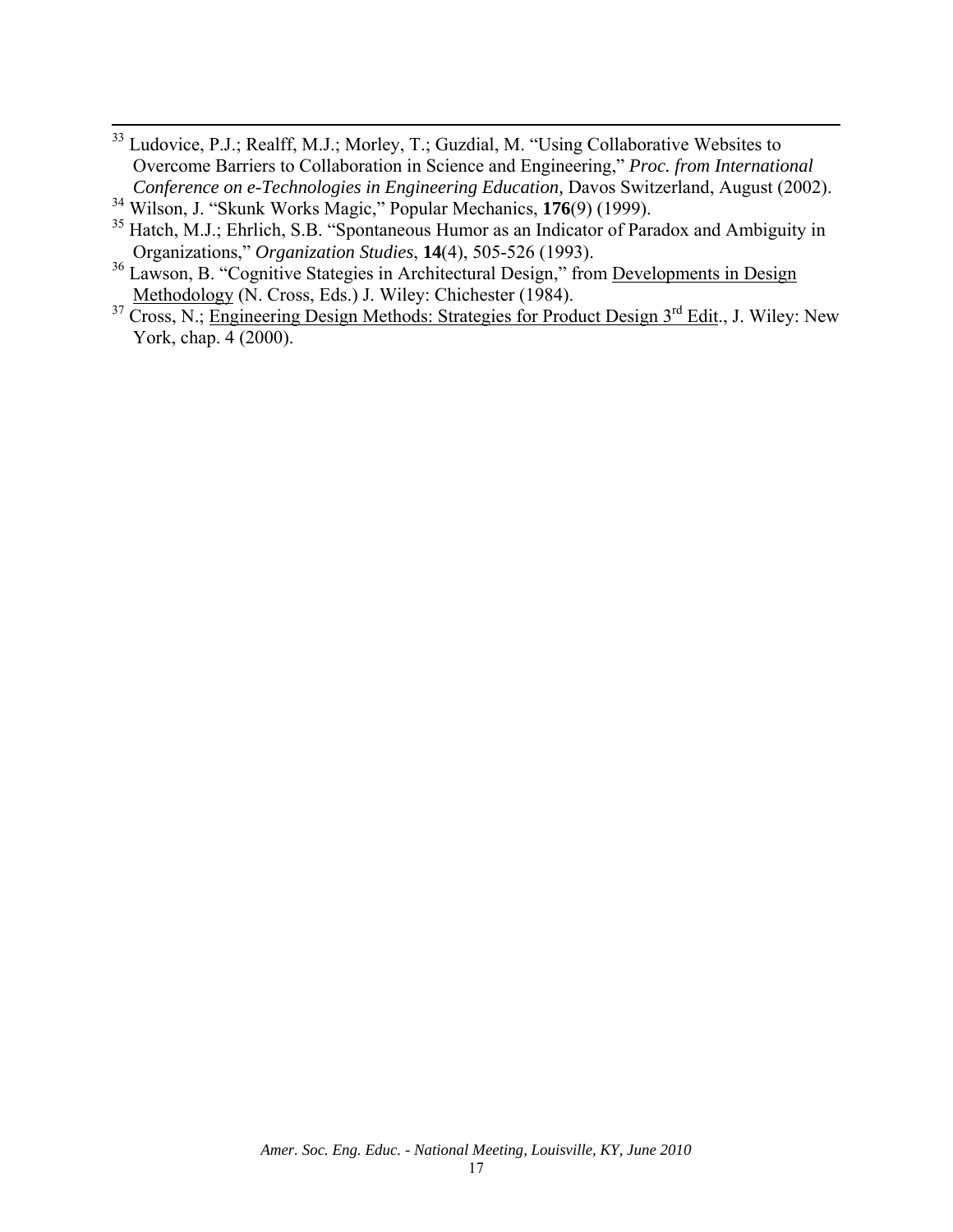[33] Ludovice, P.J.; Realff, M.J.; Morley, T.; Guzdial, M. "Using Collaborative Websites to Overcome Barriers to Collaboration in Science and Engineering," *Proc. from International Conference on e-Technologies in Engineering Education,* Davos Switzerland, August (2002).

[34] Wilson, J. "Skunk Works Magic," Popular Mechanics, **176**(9) (1999).

[35] Hatch, M.J.; Ehrlich, S.B. "Spontaneous Humor as an Indicator of Paradox and Ambiguity in Organizations," *Organization Studies*, **14**(4), 505-526 (1993).

[36] Lawson, B. "Cognitive Stategies in Architectural Design," from <u>Developments in Design Methodology</u> (N. Cross, Eds.) J. Wiley: Chichester (1984).

[37] Cross, N.; <u>Engineering Design Methods: Strategies for Product Design 3rd Edit</u>., J. Wiley: New York, chap. 4 (2000).